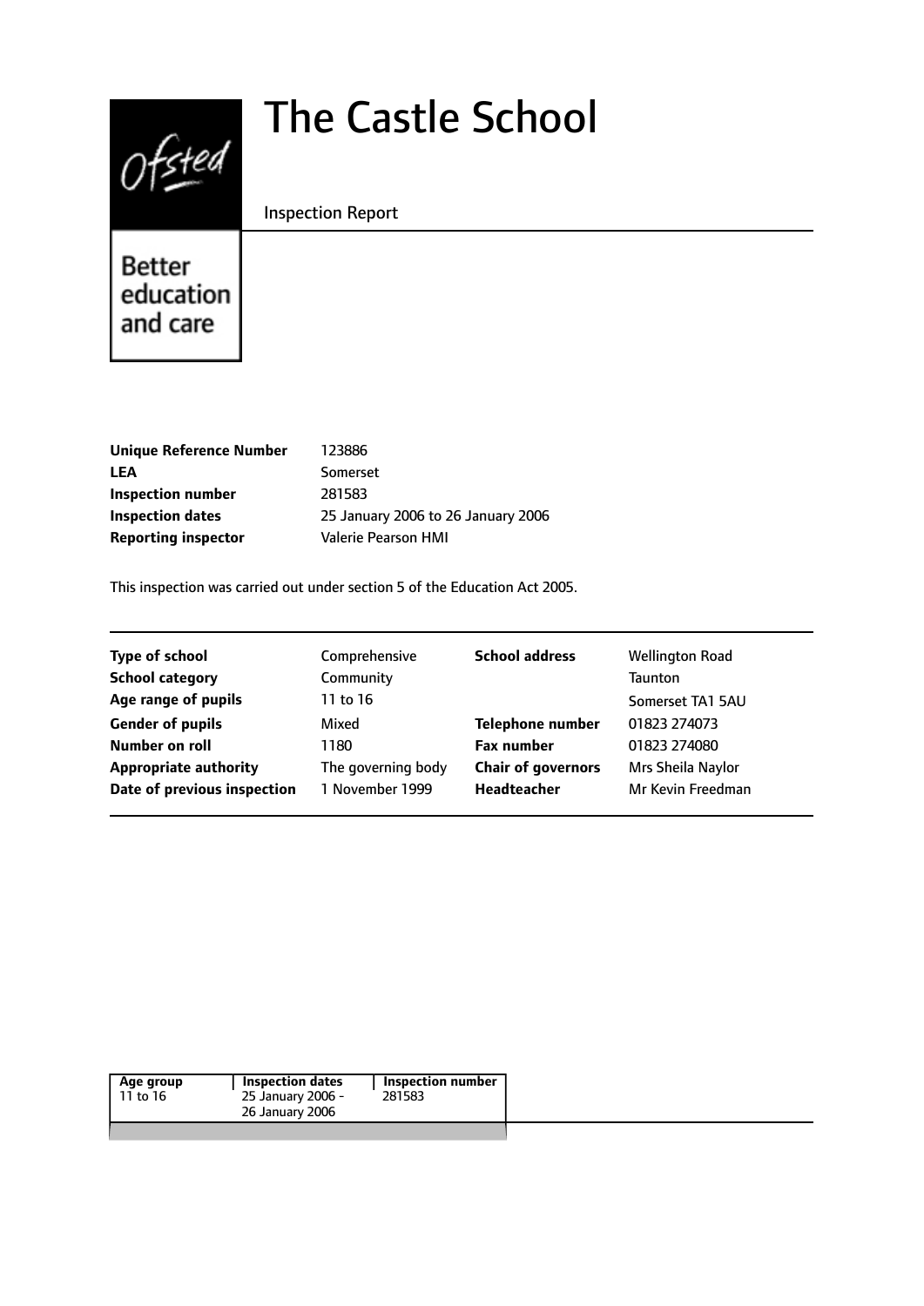# The Castle School

Inspection Report

Better education and care

| | |
|---|---|
| **Unique Reference Number** | 123886 |
| **LEA** | Somerset |
| **Inspection number** | 281583 |
| **Inspection dates** | 25 January 2006 to 26 January 2006 |
| **Reporting inspector** | Valerie Pearson HMI |

This inspection was carried out under section 5 of the Education Act 2005.

| | | | |
|---|---|---|---|
| **Type of school** | Comprehensive | **School address** | Wellington Road |
| **School category** | Community | | Taunton |
| **Age range of pupils** | 11 to 16 | | Somerset TA1 5AU |
| **Gender of pupils** | Mixed | **Telephone number** | 01823 274073 |
| **Number on roll** | 1180 | **Fax number** | 01823 274080 |
| **Appropriate authority** | The governing body | **Chair of governors** | Mrs Sheila Naylor |
| **Date of previous inspection** | 1 November 1999 | **Headteacher** | Mr Kevin Freedman |

| Age group | Inspection dates | Inspection number |
|---|---|---|
| 11 to 16 | 25 January 2006 - 26 January 2006 | 281583 |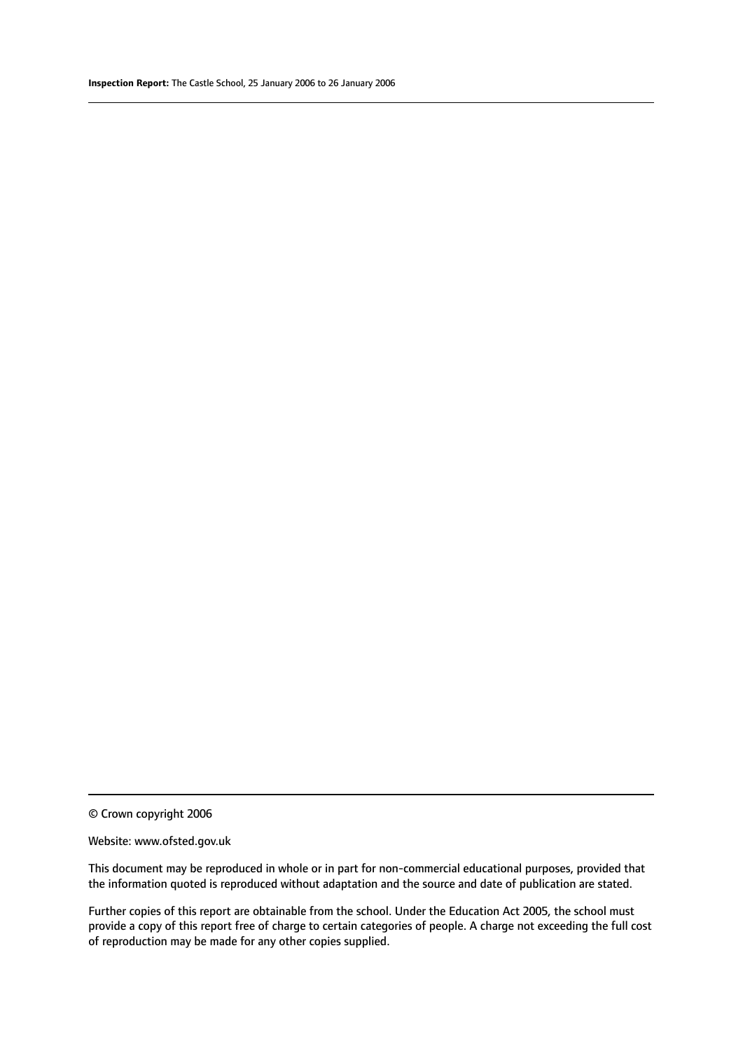© Crown copyright 2006

Website: www.ofsted.gov.uk

This document may be reproduced in whole or in part for non-commercial educational purposes, provided that the information quoted is reproduced without adaptation and the source and date of publication are stated.

Further copies of this report are obtainable from the school. Under the Education Act 2005, the school must provide a copy of this report free of charge to certain categories of people. A charge not exceeding the full cost of reproduction may be made for any other copies supplied.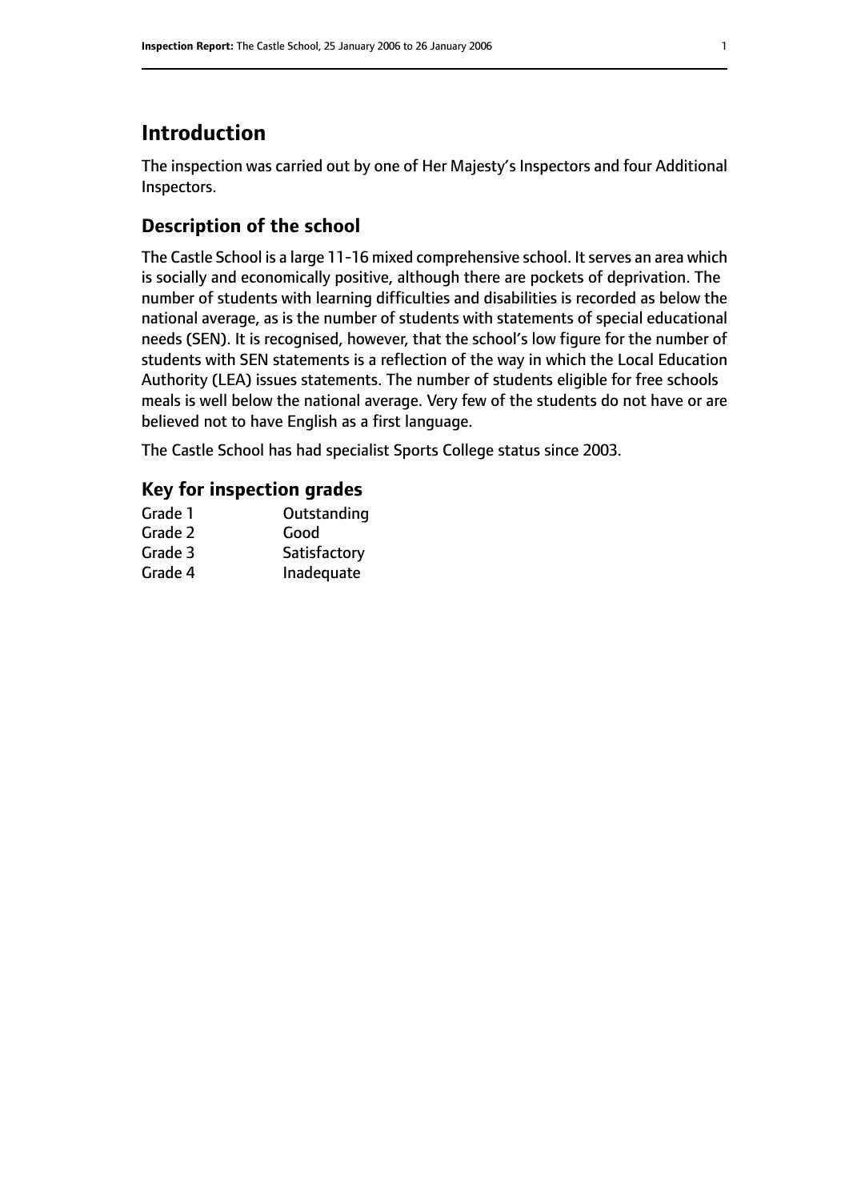# Introduction

The inspection was carried out by one of Her Majesty's Inspectors and four Additional Inspectors.

## Description of the school

The Castle School is a large 11-16 mixed comprehensive school. It serves an area which is socially and economically positive, although there are pockets of deprivation. The number of students with learning difficulties and disabilities is recorded as below the national average, as is the number of students with statements of special educational needs (SEN). It is recognised, however, that the school's low figure for the number of students with SEN statements is a reflection of the way in which the Local Education Authority (LEA) issues statements. The number of students eligible for free schools meals is well below the national average. Very few of the students do not have or are believed not to have English as a first language.

The Castle School has had specialist Sports College status since 2003.

## Key for inspection grades

| | |
|---|---|
| Grade 1 | Outstanding |
| Grade 2 | Good |
| Grade 3 | Satisfactory |
| Grade 4 | Inadequate |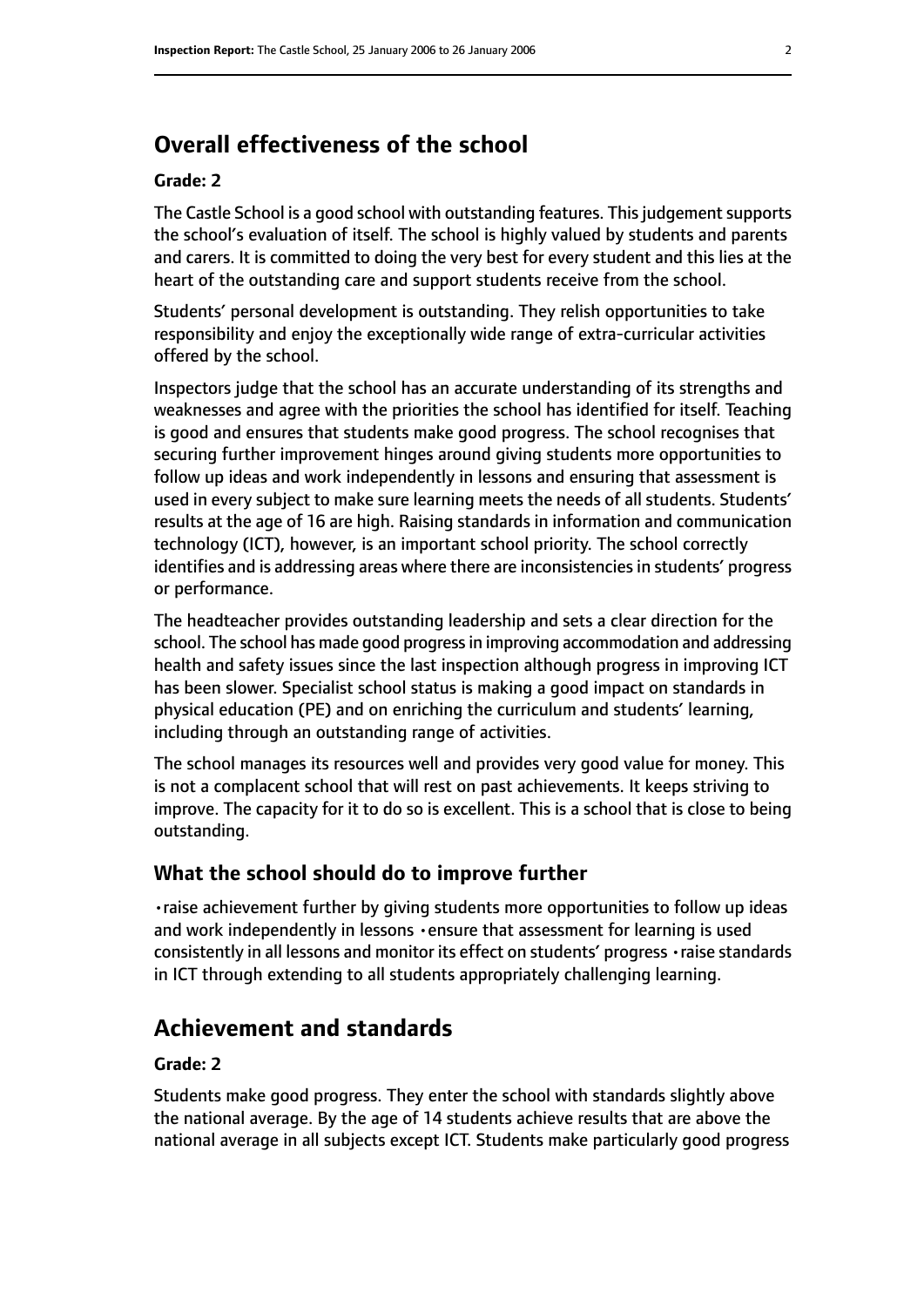## Overall effectiveness of the school

**Grade: 2**

The Castle School is a good school with outstanding features. This judgement supports the school's evaluation of itself. The school is highly valued by students and parents and carers. It is committed to doing the very best for every student and this lies at the heart of the outstanding care and support students receive from the school.

Students' personal development is outstanding. They relish opportunities to take responsibility and enjoy the exceptionally wide range of extra-curricular activities offered by the school.

Inspectors judge that the school has an accurate understanding of its strengths and weaknesses and agree with the priorities the school has identified for itself. Teaching is good and ensures that students make good progress. The school recognises that securing further improvement hinges around giving students more opportunities to follow up ideas and work independently in lessons and ensuring that assessment is used in every subject to make sure learning meets the needs of all students. Students' results at the age of 16 are high. Raising standards in information and communication technology (ICT), however, is an important school priority. The school correctly identifies and is addressing areas where there are inconsistencies in students' progress or performance.

The headteacher provides outstanding leadership and sets a clear direction for the school. The school has made good progress in improving accommodation and addressing health and safety issues since the last inspection although progress in improving ICT has been slower. Specialist school status is making a good impact on standards in physical education (PE) and on enriching the curriculum and students' learning, including through an outstanding range of activities.

The school manages its resources well and provides very good value for money. This is not a complacent school that will rest on past achievements. It keeps striving to improve. The capacity for it to do so is excellent. This is a school that is close to being outstanding.

### What the school should do to improve further

- raise achievement further by giving students more opportunities to follow up ideas and work independently in lessons
- ensure that assessment for learning is used consistently in all lessons and monitor its effect on students' progress
- raise standards in ICT through extending to all students appropriately challenging learning.

## Achievement and standards

**Grade: 2**

Students make good progress. They enter the school with standards slightly above the national average. By the age of 14 students achieve results that are above the national average in all subjects except ICT. Students make particularly good progress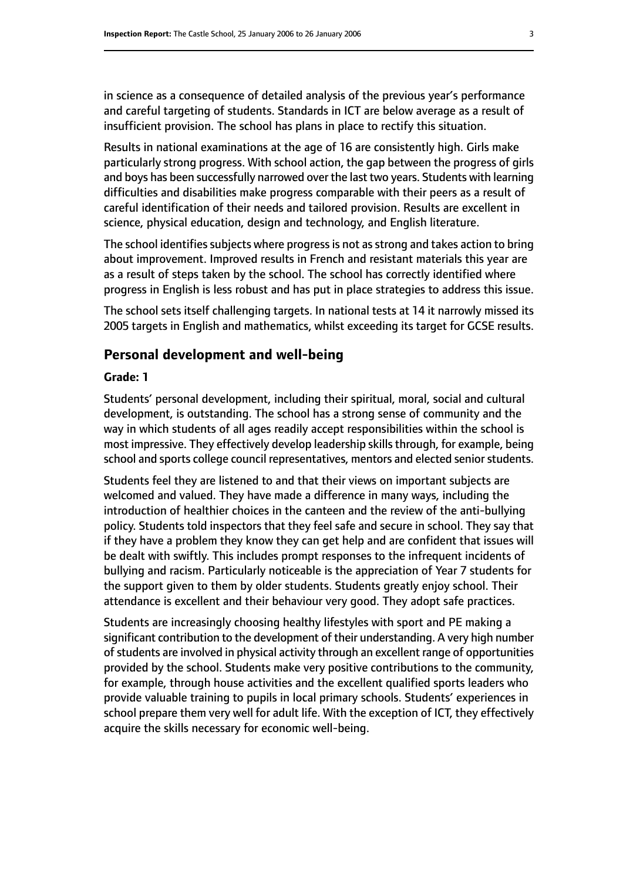in science as a consequence of detailed analysis of the previous year's performance and careful targeting of students. Standards in ICT are below average as a result of insufficient provision. The school has plans in place to rectify this situation.

Results in national examinations at the age of 16 are consistently high. Girls make particularly strong progress. With school action, the gap between the progress of girls and boys has been successfully narrowed over the last two years. Students with learning difficulties and disabilities make progress comparable with their peers as a result of careful identification of their needs and tailored provision. Results are excellent in science, physical education, design and technology, and English literature.

The school identifies subjects where progress is not as strong and takes action to bring about improvement. Improved results in French and resistant materials this year are as a result of steps taken by the school. The school has correctly identified where progress in English is less robust and has put in place strategies to address this issue.

The school sets itself challenging targets. In national tests at 14 it narrowly missed its 2005 targets in English and mathematics, whilst exceeding its target for GCSE results.

## Personal development and well-being

**Grade: 1**

Students' personal development, including their spiritual, moral, social and cultural development, is outstanding. The school has a strong sense of community and the way in which students of all ages readily accept responsibilities within the school is most impressive. They effectively develop leadership skills through, for example, being school and sports college council representatives, mentors and elected senior students.

Students feel they are listened to and that their views on important subjects are welcomed and valued. They have made a difference in many ways, including the introduction of healthier choices in the canteen and the review of the anti-bullying policy. Students told inspectors that they feel safe and secure in school. They say that if they have a problem they know they can get help and are confident that issues will be dealt with swiftly. This includes prompt responses to the infrequent incidents of bullying and racism. Particularly noticeable is the appreciation of Year 7 students for the support given to them by older students. Students greatly enjoy school. Their attendance is excellent and their behaviour very good. They adopt safe practices.

Students are increasingly choosing healthy lifestyles with sport and PE making a significant contribution to the development of their understanding. A very high number of students are involved in physical activity through an excellent range of opportunities provided by the school. Students make very positive contributions to the community, for example, through house activities and the excellent qualified sports leaders who provide valuable training to pupils in local primary schools. Students' experiences in school prepare them very well for adult life. With the exception of ICT, they effectively acquire the skills necessary for economic well-being.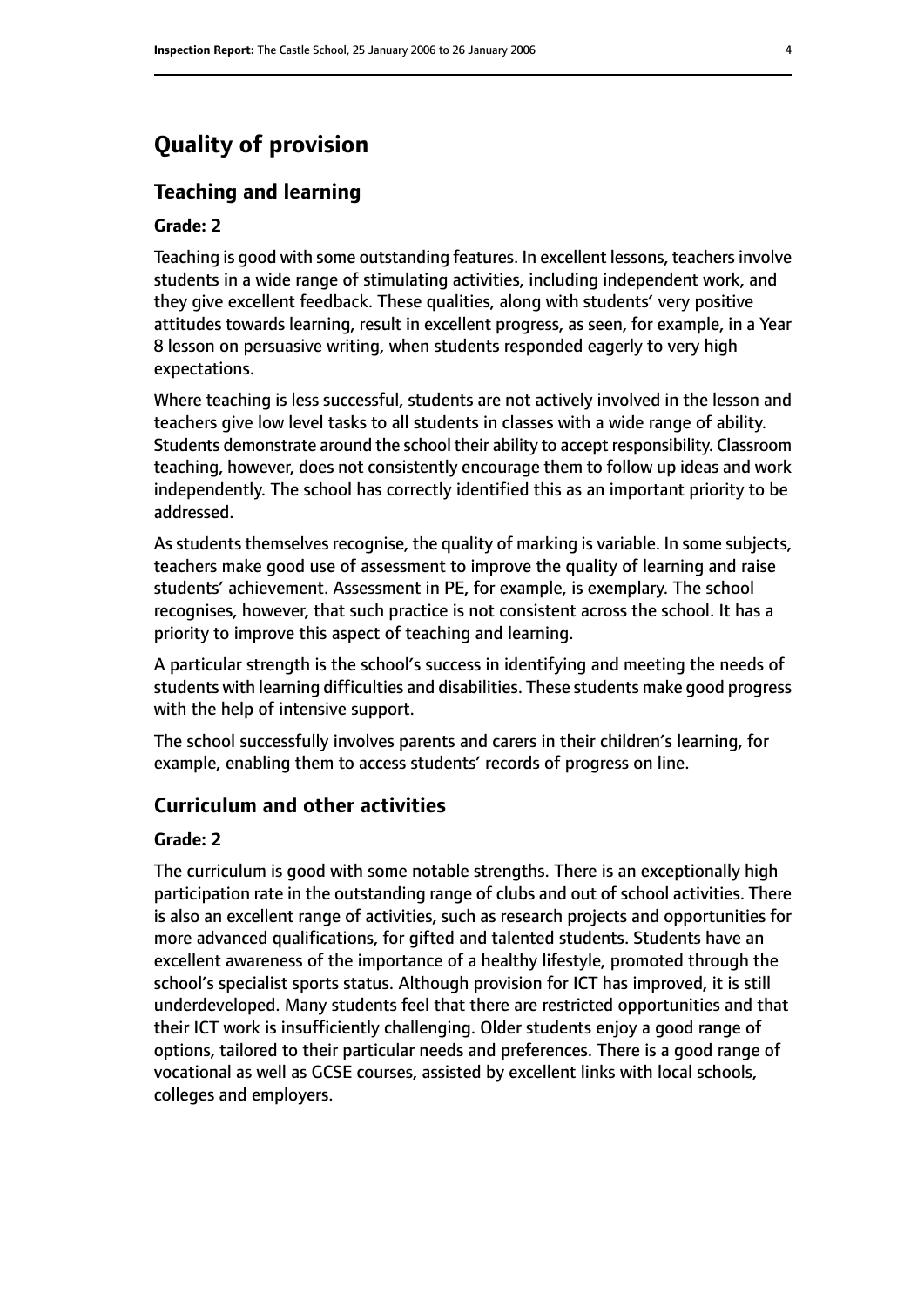# Quality of provision

## Teaching and learning

### Grade: 2

Teaching is good with some outstanding features. In excellent lessons, teachers involve students in a wide range of stimulating activities, including independent work, and they give excellent feedback. These qualities, along with students' very positive attitudes towards learning, result in excellent progress, as seen, for example, in a Year 8 lesson on persuasive writing, when students responded eagerly to very high expectations.

Where teaching is less successful, students are not actively involved in the lesson and teachers give low level tasks to all students in classes with a wide range of ability. Students demonstrate around the school their ability to accept responsibility. Classroom teaching, however, does not consistently encourage them to follow up ideas and work independently. The school has correctly identified this as an important priority to be addressed.

As students themselves recognise, the quality of marking is variable. In some subjects, teachers make good use of assessment to improve the quality of learning and raise students' achievement. Assessment in PE, for example, is exemplary. The school recognises, however, that such practice is not consistent across the school. It has a priority to improve this aspect of teaching and learning.

A particular strength is the school's success in identifying and meeting the needs of students with learning difficulties and disabilities. These students make good progress with the help of intensive support.

The school successfully involves parents and carers in their children's learning, for example, enabling them to access students' records of progress on line.

## Curriculum and other activities

### Grade: 2

The curriculum is good with some notable strengths. There is an exceptionally high participation rate in the outstanding range of clubs and out of school activities. There is also an excellent range of activities, such as research projects and opportunities for more advanced qualifications, for gifted and talented students. Students have an excellent awareness of the importance of a healthy lifestyle, promoted through the school's specialist sports status. Although provision for ICT has improved, it is still underdeveloped. Many students feel that there are restricted opportunities and that their ICT work is insufficiently challenging. Older students enjoy a good range of options, tailored to their particular needs and preferences. There is a good range of vocational as well as GCSE courses, assisted by excellent links with local schools, colleges and employers.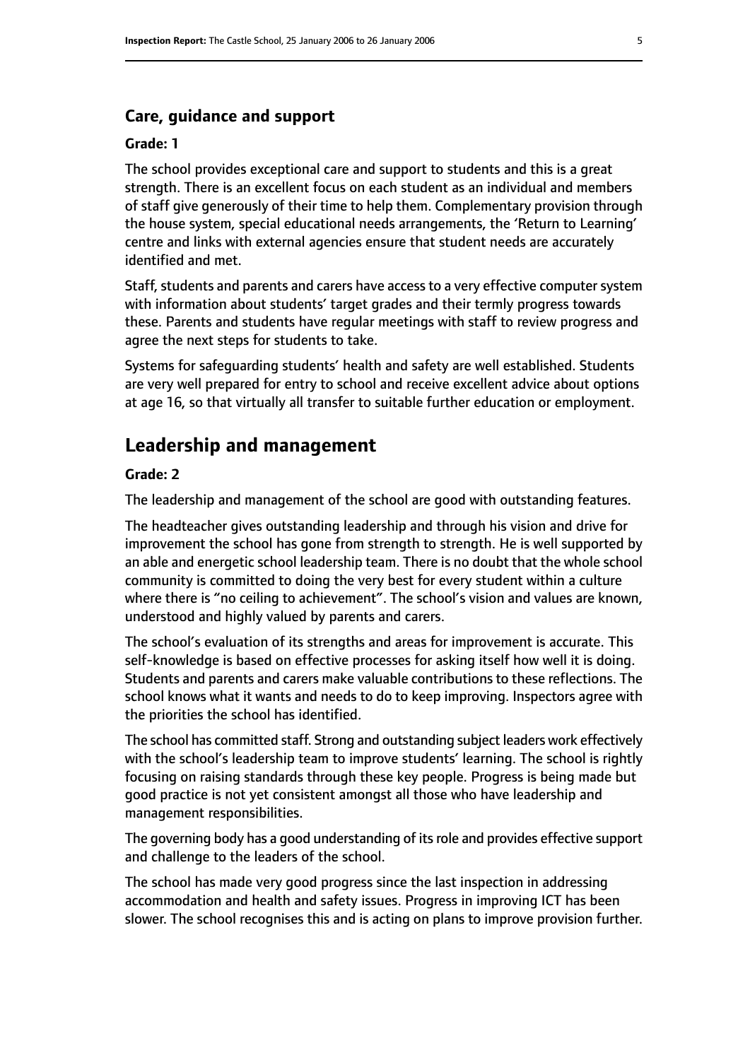### Care, guidance and support

#### Grade: 1

The school provides exceptional care and support to students and this is a great strength. There is an excellent focus on each student as an individual and members of staff give generously of their time to help them. Complementary provision through the house system, special educational needs arrangements, the 'Return to Learning' centre and links with external agencies ensure that student needs are accurately identified and met.

Staff, students and parents and carers have access to a very effective computer system with information about students' target grades and their termly progress towards these. Parents and students have regular meetings with staff to review progress and agree the next steps for students to take.

Systems for safeguarding students' health and safety are well established. Students are very well prepared for entry to school and receive excellent advice about options at age 16, so that virtually all transfer to suitable further education or employment.

## Leadership and management

#### Grade: 2

The leadership and management of the school are good with outstanding features.

The headteacher gives outstanding leadership and through his vision and drive for improvement the school has gone from strength to strength. He is well supported by an able and energetic school leadership team. There is no doubt that the whole school community is committed to doing the very best for every student within a culture where there is "no ceiling to achievement". The school's vision and values are known, understood and highly valued by parents and carers.

The school's evaluation of its strengths and areas for improvement is accurate. This self-knowledge is based on effective processes for asking itself how well it is doing. Students and parents and carers make valuable contributions to these reflections. The school knows what it wants and needs to do to keep improving. Inspectors agree with the priorities the school has identified.

The school has committed staff. Strong and outstanding subject leaders work effectively with the school's leadership team to improve students' learning. The school is rightly focusing on raising standards through these key people. Progress is being made but good practice is not yet consistent amongst all those who have leadership and management responsibilities.

The governing body has a good understanding of its role and provides effective support and challenge to the leaders of the school.

The school has made very good progress since the last inspection in addressing accommodation and health and safety issues. Progress in improving ICT has been slower. The school recognises this and is acting on plans to improve provision further.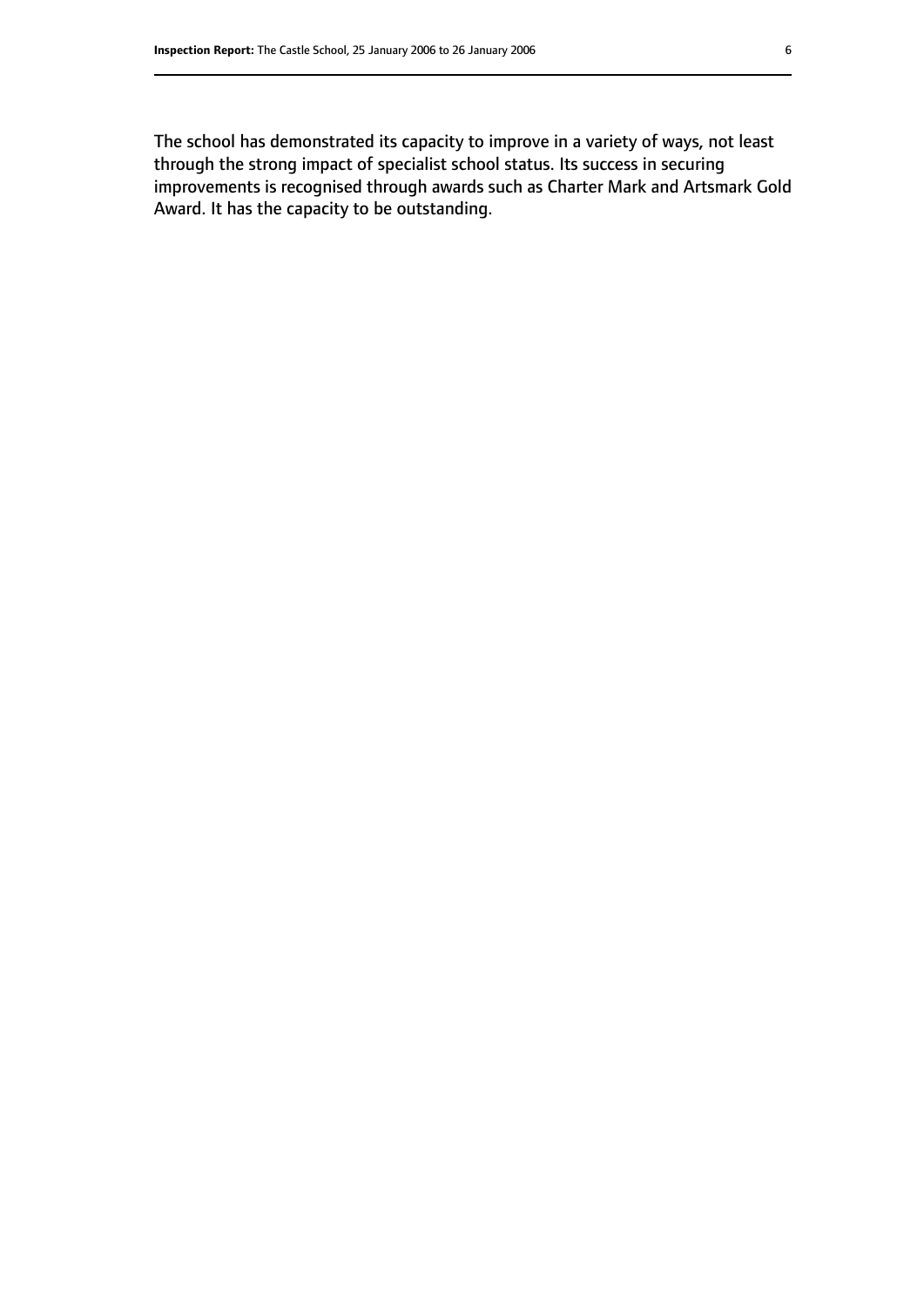The school has demonstrated its capacity to improve in a variety of ways, not least through the strong impact of specialist school status. Its success in securing improvements is recognised through awards such as Charter Mark and Artsmark Gold Award. It has the capacity to be outstanding.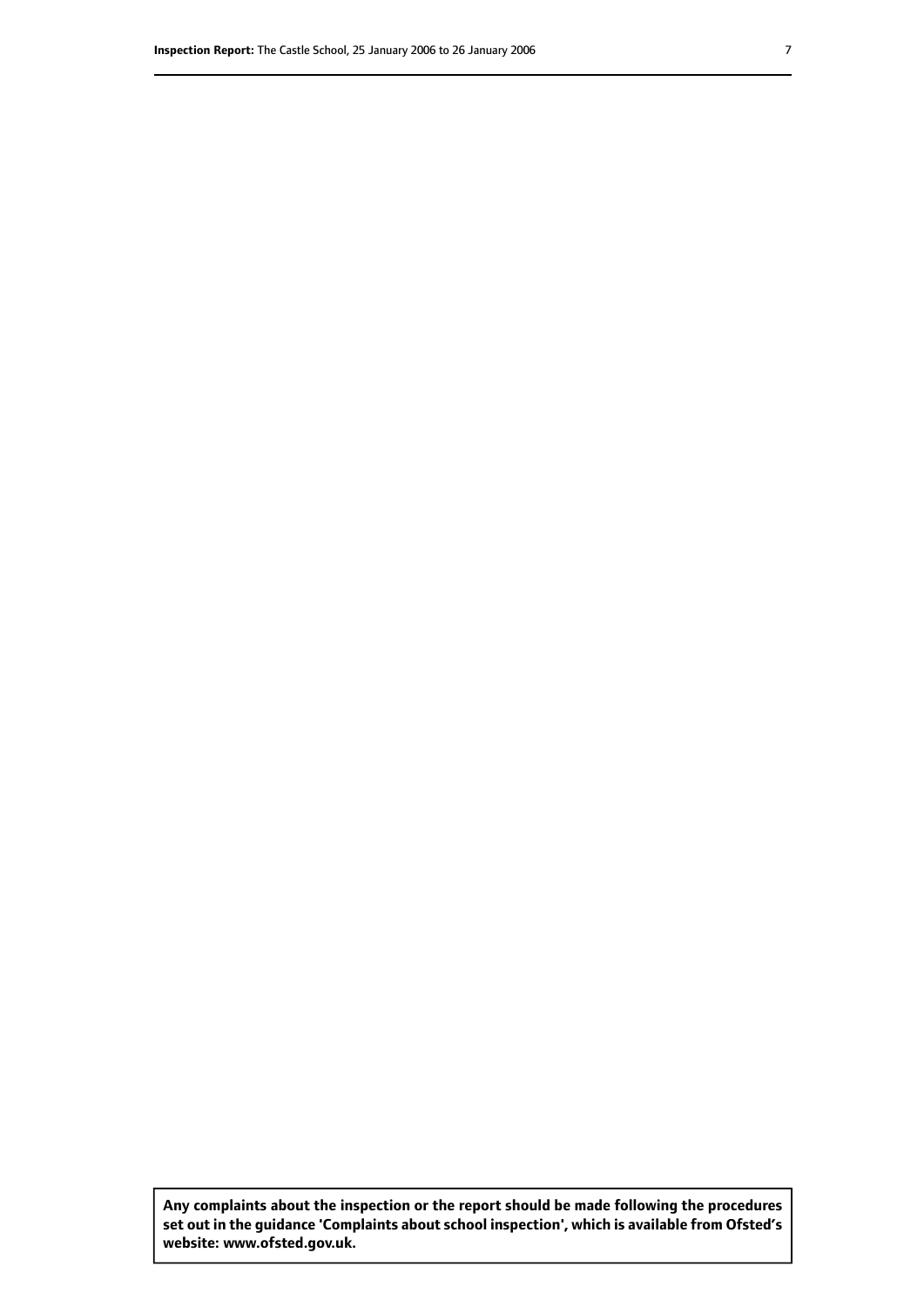**Any complaints about the inspection or the report should be made following the procedures set out in the guidance 'Complaints about school inspection', which is available from Ofsted's website: www.ofsted.gov.uk.**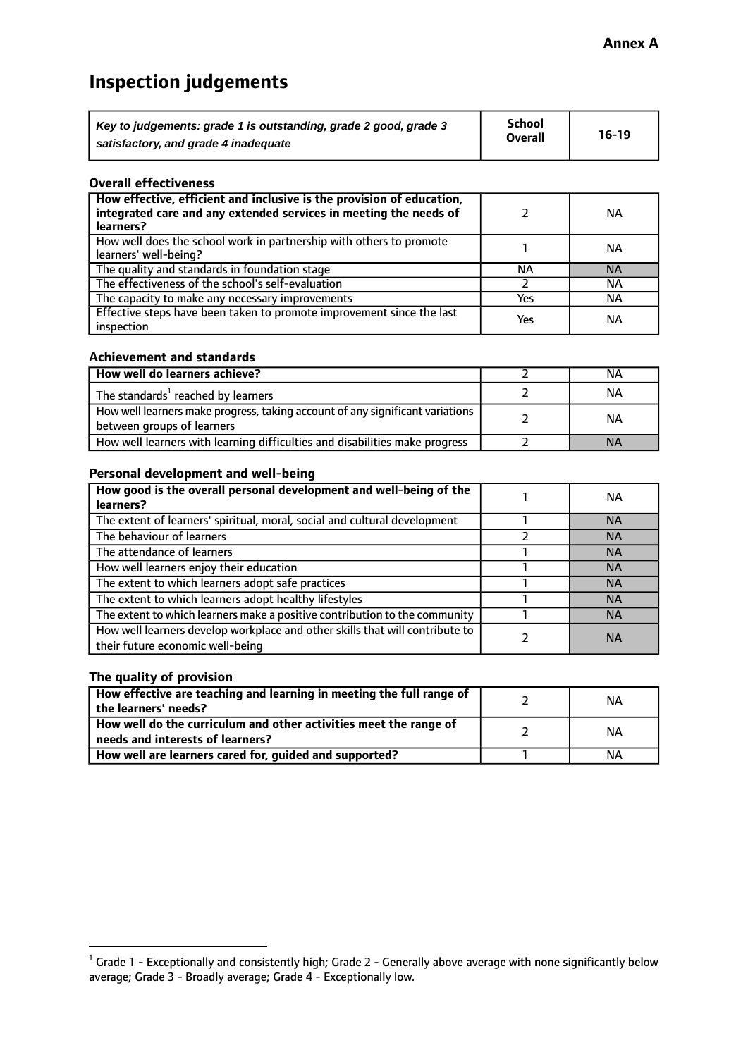**Annex A**

# Inspection judgements

| *Key to judgements: grade 1 is outstanding, grade 2 good, grade 3 satisfactory, and grade 4 inadequate* | School Overall | 16-19 |
|---|---|---|

### Overall effectiveness

| | | |
|---|---|---|
| **How effective, efficient and inclusive is the provision of education, integrated care and any extended services in meeting the needs of learners?** | 2 | NA |
| How well does the school work in partnership with others to promote learners' well-being? | 1 | NA |
| The quality and standards in foundation stage | NA | NA |
| The effectiveness of the school's self-evaluation | 2 | NA |
| The capacity to make any necessary improvements | Yes | NA |
| Effective steps have been taken to promote improvement since the last inspection | Yes | NA |

### Achievement and standards

| | | |
|---|---|---|
| **How well do learners achieve?** | 2 | NA |
| The standards[1] reached by learners | 2 | NA |
| How well learners make progress, taking account of any significant variations between groups of learners | 2 | NA |
| How well learners with learning difficulties and disabilities make progress | 2 | NA |

### Personal development and well-being

| | | |
|---|---|---|
| **How good is the overall personal development and well-being of the learners?** | 1 | NA |
| The extent of learners' spiritual, moral, social and cultural development | 1 | NA |
| The behaviour of learners | 2 | NA |
| The attendance of learners | 1 | NA |
| How well learners enjoy their education | 1 | NA |
| The extent to which learners adopt safe practices | 1 | NA |
| The extent to which learners adopt healthy lifestyles | 1 | NA |
| The extent to which learners make a positive contribution to the community | 1 | NA |
| How well learners develop workplace and other skills that will contribute to their future economic well-being | 2 | NA |

### The quality of provision

| | | |
|---|---|---|
| **How effective are teaching and learning in meeting the full range of the learners' needs?** | 2 | NA |
| **How well do the curriculum and other activities meet the range of needs and interests of learners?** | 2 | NA |
| **How well are learners cared for, guided and supported?** | 1 | NA |

[1] Grade 1 - Exceptionally and consistently high; Grade 2 - Generally above average with none significantly below average; Grade 3 - Broadly average; Grade 4 - Exceptionally low.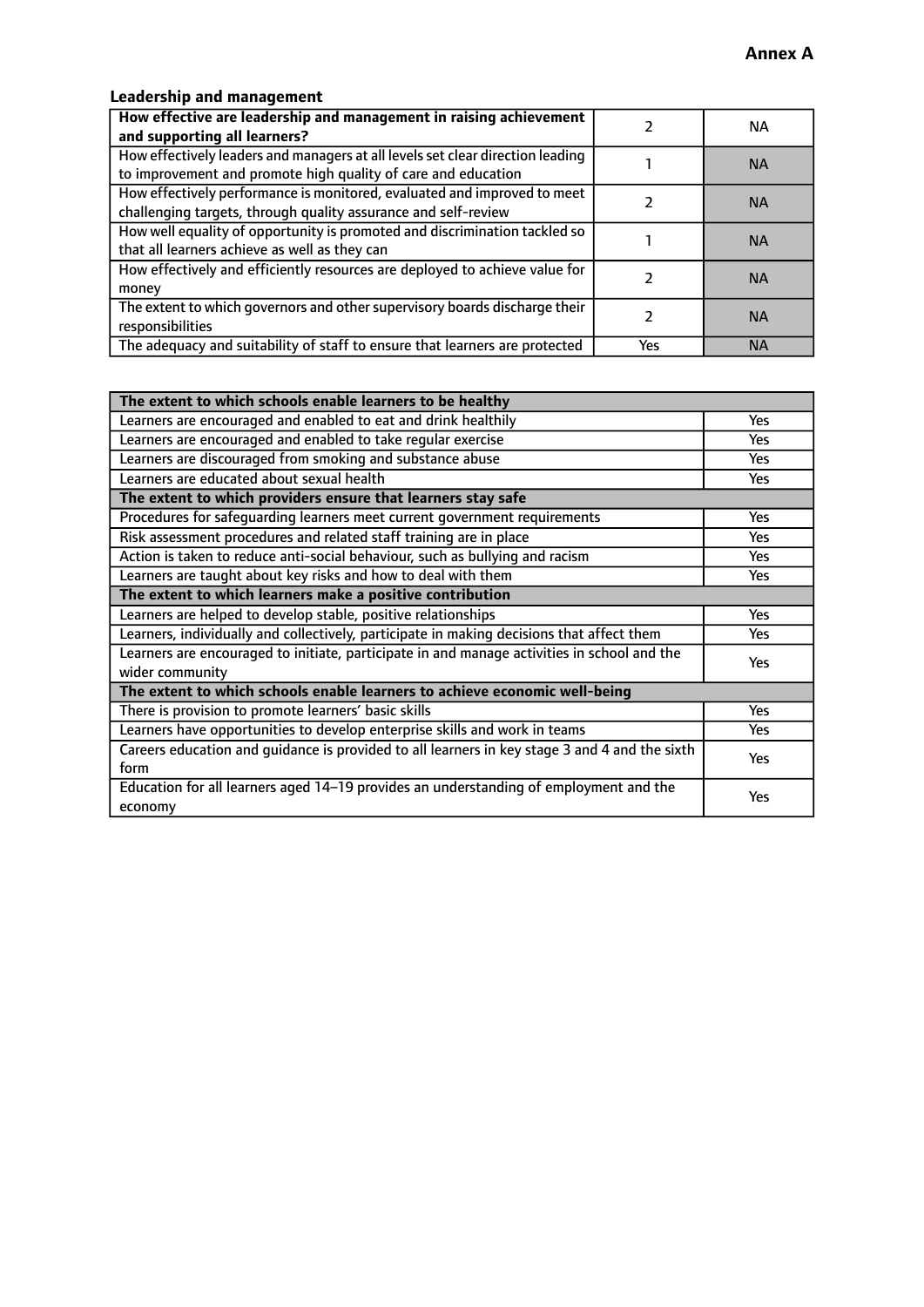**Annex A**

### Leadership and management

| **How effective are leadership and management in raising achievement and supporting all learners?** | 2 | NA |
|---|---|---|
| How effectively leaders and managers at all levels set clear direction leading to improvement and promote high quality of care and education | 1 | NA |
| How effectively performance is monitored, evaluated and improved to meet challenging targets, through quality assurance and self-review | 2 | NA |
| How well equality of opportunity is promoted and discrimination tackled so that all learners achieve as well as they can | 1 | NA |
| How effectively and efficiently resources are deployed to achieve value for money | 2 | NA |
| The extent to which governors and other supervisory boards discharge their responsibilities | 2 | NA |
| The adequacy and suitability of staff to ensure that learners are protected | Yes | NA |

| **The extent to which schools enable learners to be healthy** | |
|---|---|
| Learners are encouraged and enabled to eat and drink healthily | Yes |
| Learners are encouraged and enabled to take regular exercise | Yes |
| Learners are discouraged from smoking and substance abuse | Yes |
| Learners are educated about sexual health | Yes |
| **The extent to which providers ensure that learners stay safe** | |
| Procedures for safeguarding learners meet current government requirements | Yes |
| Risk assessment procedures and related staff training are in place | Yes |
| Action is taken to reduce anti-social behaviour, such as bullying and racism | Yes |
| Learners are taught about key risks and how to deal with them | Yes |
| **The extent to which learners make a positive contribution** | |
| Learners are helped to develop stable, positive relationships | Yes |
| Learners, individually and collectively, participate in making decisions that affect them | Yes |
| Learners are encouraged to initiate, participate in and manage activities in school and the wider community | Yes |
| **The extent to which schools enable learners to achieve economic well-being** | |
| There is provision to promote learners' basic skills | Yes |
| Learners have opportunities to develop enterprise skills and work in teams | Yes |
| Careers education and guidance is provided to all learners in key stage 3 and 4 and the sixth form | Yes |
| Education for all learners aged 14–19 provides an understanding of employment and the economy | Yes |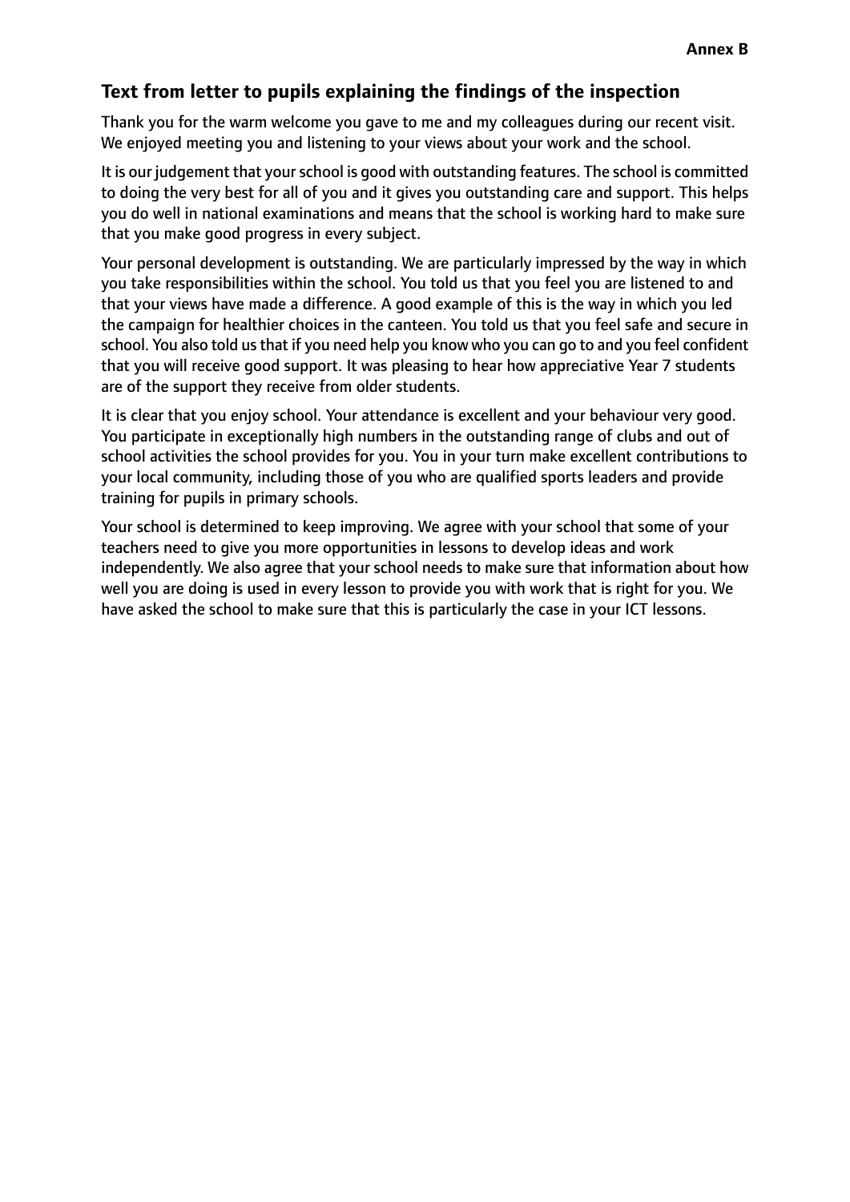**Annex B**

## Text from letter to pupils explaining the findings of the inspection

Thank you for the warm welcome you gave to me and my colleagues during our recent visit. We enjoyed meeting you and listening to your views about your work and the school.

It is our judgement that your school is good with outstanding features. The school is committed to doing the very best for all of you and it gives you outstanding care and support. This helps you do well in national examinations and means that the school is working hard to make sure that you make good progress in every subject.

Your personal development is outstanding. We are particularly impressed by the way in which you take responsibilities within the school. You told us that you feel you are listened to and that your views have made a difference. A good example of this is the way in which you led the campaign for healthier choices in the canteen. You told us that you feel safe and secure in school. You also told us that if you need help you know who you can go to and you feel confident that you will receive good support. It was pleasing to hear how appreciative Year 7 students are of the support they receive from older students.

It is clear that you enjoy school. Your attendance is excellent and your behaviour very good. You participate in exceptionally high numbers in the outstanding range of clubs and out of school activities the school provides for you. You in your turn make excellent contributions to your local community, including those of you who are qualified sports leaders and provide training for pupils in primary schools.

Your school is determined to keep improving. We agree with your school that some of your teachers need to give you more opportunities in lessons to develop ideas and work independently. We also agree that your school needs to make sure that information about how well you are doing is used in every lesson to provide you with work that is right for you. We have asked the school to make sure that this is particularly the case in your ICT lessons.